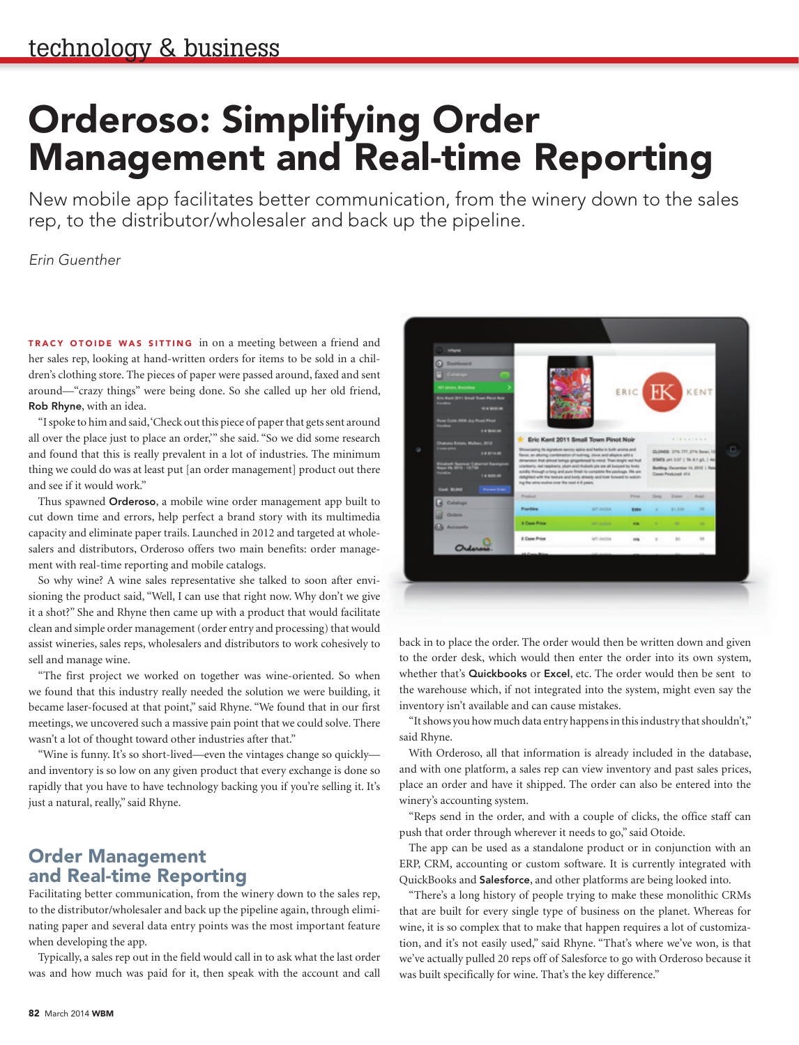# Orderoso: Simplifying Order Management and Real-time Reporting

New mobile app facilitates better communication, from the winery down to the sales rep, to the distributor/wholesaler and back up the pipeline.

*Erin Guenther*

**TRACY OTOIDE WAS SITTING** in on a meeting between a friend and her sales rep, looking at hand-written orders for items to be sold in a children's clothing store. The pieces of paper were passed around, faxed and sent around—"crazy things" were being done. So she called up her old friend, **Rob Rhyne**, with an idea.

"I spoke to him and said, 'Check out this piece of paper that gets sent around all over the place just to place an order,'" she said. "So we did some research and found that this is really prevalent in a lot of industries. The minimum thing we could do was at least put [an order management] product out there and see if it would work."

Thus spawned **Orderoso**, a mobile wine order management app built to cut down time and errors, help perfect a brand story with its multimedia capacity and eliminate paper trails. Launched in 2012 and targeted at wholesalers and distributors, Orderoso offers two main benefits: order management with real-time reporting and mobile catalogs.

So why wine? A wine sales representative she talked to soon after envisioning the product said, "Well, I can use that right now. Why don't we give it a shot?" She and Rhyne then came up with a product that would facilitate clean and simple order management (order entry and processing) that would assist wineries, sales reps, wholesalers and distributors to work cohesively to sell and manage wine.

"The first project we worked on together was wine-oriented. So when we found that this industry really needed the solution we were building, it became laser-focused at that point," said Rhyne. "We found that in our first meetings, we uncovered such a massive pain point that we could solve. There wasn't a lot of thought toward other industries after that."

"Wine is funny. It's so short-lived—even the vintages change so quickly—and inventory is so low on any given product that every exchange is done so rapidly that you have to have technology backing you if you're selling it. It's just a natural, really," said Rhyne.

## Order Management and Real-time Reporting

Facilitating better communication, from the winery down to the sales rep, to the distributor/wholesaler and back up the pipeline again, through eliminating paper and several data entry points was the most important feature when developing the app.

Typically, a sales rep out in the field would call in to ask what the last order was and how much was paid for it, then speak with the account and call back in to place the order. The order would then be written down and given to the order desk, which would then enter the order into its own system, whether that's **Quickbooks** or **Excel**, etc. The order would then be sent to the warehouse which, if not integrated into the system, might even say the inventory isn't available and can cause mistakes.

"It shows you how much data entry happens in this industry that shouldn't," said Rhyne.

With Orderoso, all that information is already included in the database, and with one platform, a sales rep can view inventory and past sales prices, place an order and have it shipped. The order can also be entered into the winery's accounting system.

"Reps send in the order, and with a couple of clicks, the office staff can push that order through wherever it needs to go," said Otoide.

The app can be used as a standalone product or in conjunction with an ERP, CRM, accounting or custom software. It is currently integrated with QuickBooks and **Salesforce**, and other platforms are being looked into.

"There's a long history of people trying to make these monolithic CRMs that are built for every single type of business on the planet. Whereas for wine, it is so complex that to make that happen requires a lot of customization, and it's not easily used," said Rhyne. "That's where we've won, is that we've actually pulled 20 reps off of Salesforce to go with Orderoso because it was built specifically for wine. That's the key difference."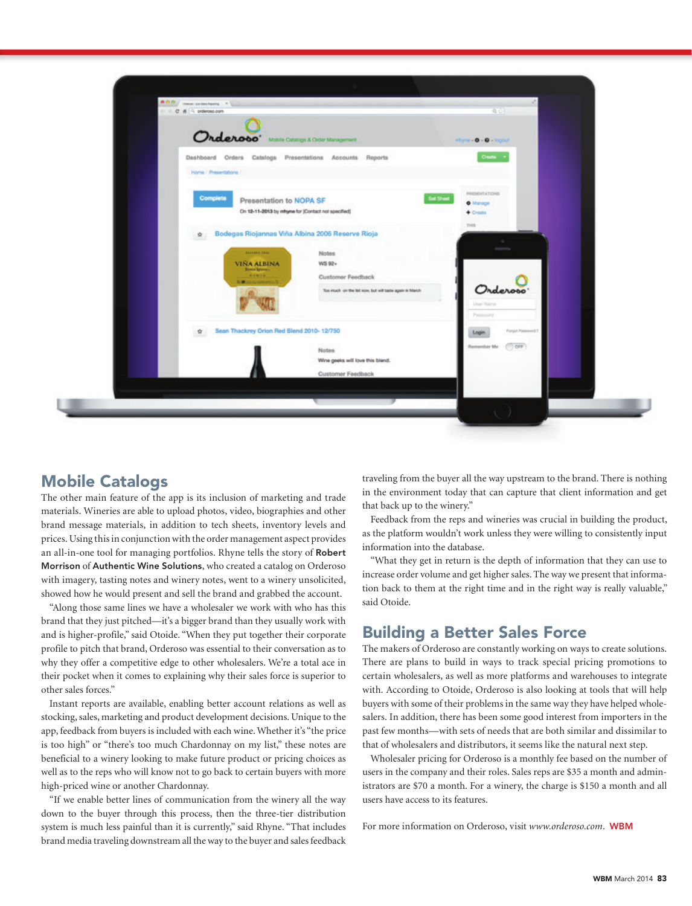## Mobile Catalogs

The other main feature of the app is its inclusion of marketing and trade materials. Wineries are able to upload photos, video, biographies and other brand message materials, in addition to tech sheets, inventory levels and prices. Using this in conjunction with the order management aspect provides an all-in-one tool for managing portfolios. Rhyne tells the story of **Robert Morrison** of **Authentic Wine Solutions**, who created a catalog on Orderoso with imagery, tasting notes and winery notes, went to a winery unsolicited, showed how he would present and sell the brand and grabbed the account.

"Along those same lines we have a wholesaler we work with who has this brand that they just pitched—it's a bigger brand than they usually work with and is higher-profile," said Otoide. "When they put together their corporate profile to pitch that brand, Orderoso was essential to their conversation as to why they offer a competitive edge to other wholesalers. We're a total ace in their pocket when it comes to explaining why their sales force is superior to other sales forces."

Instant reports are available, enabling better account relations as well as stocking, sales, marketing and product development decisions. Unique to the app, feedback from buyers is included with each wine. Whether it's "the price is too high" or "there's too much Chardonnay on my list," these notes are beneficial to a winery looking to make future product or pricing choices as well as to the reps who will know not to go back to certain buyers with more high-priced wine or another Chardonnay.

"If we enable better lines of communication from the winery all the way down to the buyer through this process, then the three-tier distribution system is much less painful than it is currently," said Rhyne. "That includes brand media traveling downstream all the way to the buyer and sales feedback traveling from the buyer all the way upstream to the brand. There is nothing in the environment today that can capture that client information and get that back up to the winery."

Feedback from the reps and wineries was crucial in building the product, as the platform wouldn't work unless they were willing to consistently input information into the database.

"What they get in return is the depth of information that they can use to increase order volume and get higher sales. The way we present that information back to them at the right time and in the right way is really valuable," said Otoide.

## Building a Better Sales Force

The makers of Orderoso are constantly working on ways to create solutions. There are plans to build in ways to track special pricing promotions to certain wholesalers, as well as more platforms and warehouses to integrate with. According to Otoide, Orderoso is also looking at tools that will help buyers with some of their problems in the same way they have helped wholesalers. In addition, there has been some good interest from importers in the past few months—with sets of needs that are both similar and dissimilar to that of wholesalers and distributors, it seems like the natural next step.

Wholesaler pricing for Orderoso is a monthly fee based on the number of users in the company and their roles. Sales reps are $35 a month and administrators are $70 a month. For a winery, the charge is $150 a month and all users have access to its features.

For more information on Orderoso, visit *www.orderoso.com*. **WBM**